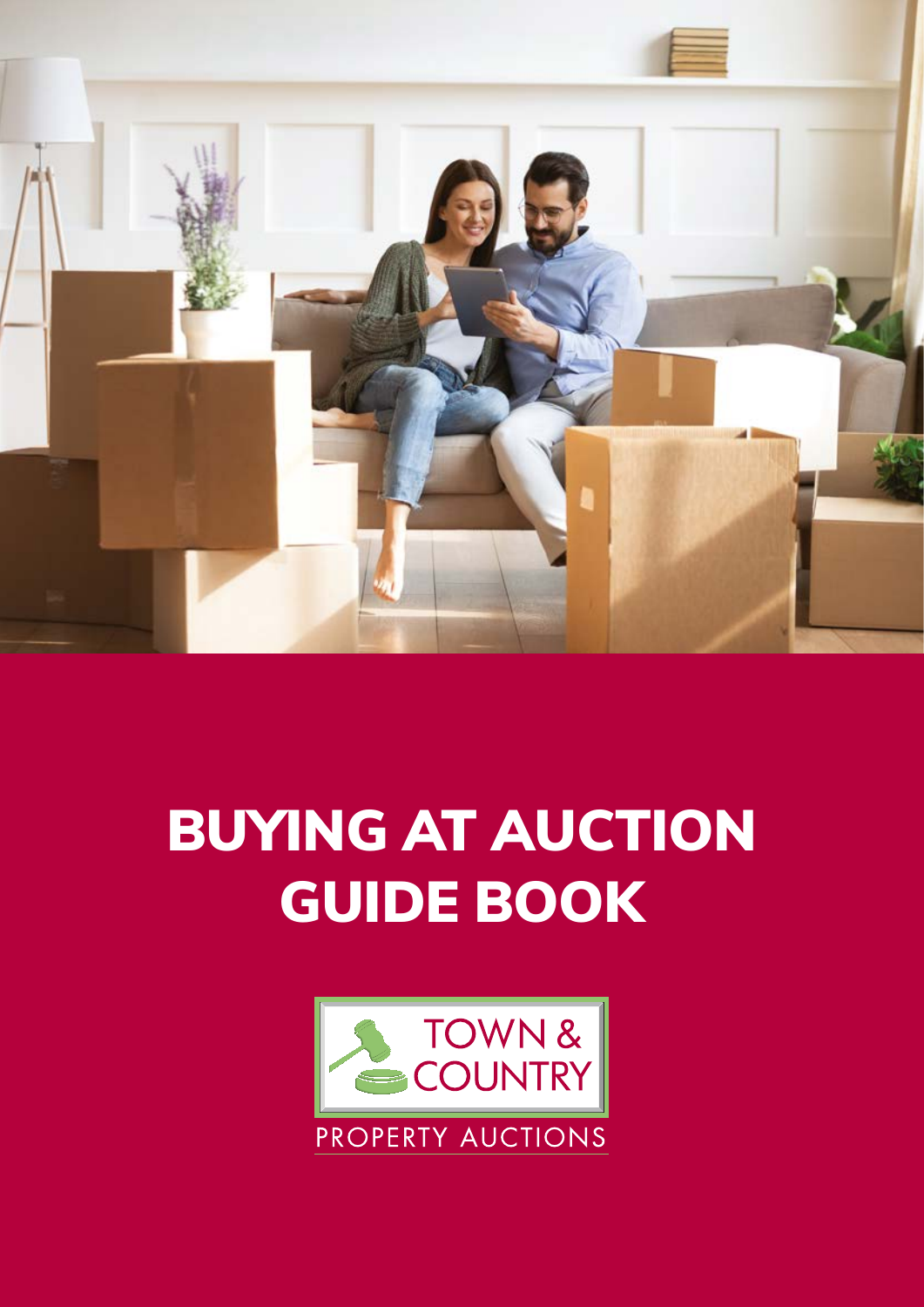# BUYING AT AUCTION GUIDE BOOK

TOWN & COUNTRY

PROPERTY AUCTIONS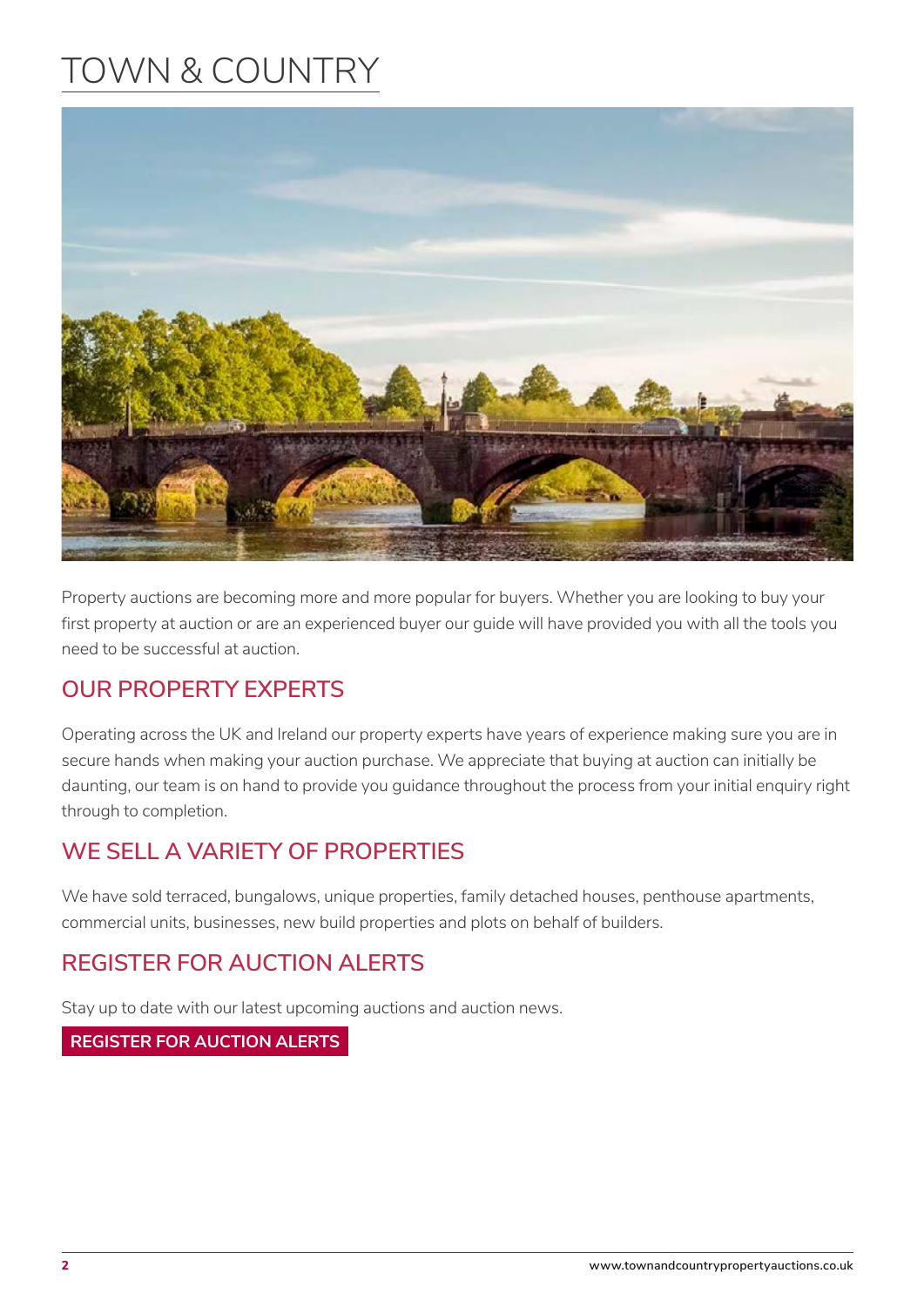# TOWN & COUNTRY

Property auctions are becoming more and more popular for buyers. Whether you are looking to buy your first property at auction or are an experienced buyer our guide will have provided you with all the tools you need to be successful at auction.

## OUR PROPERTY EXPERTS

Operating across the UK and Ireland our property experts have years of experience making sure you are in secure hands when making your auction purchase. We appreciate that buying at auction can initially be daunting, our team is on hand to provide you guidance throughout the process from your initial enquiry right through to completion.

## WE SELL A VARIETY OF PROPERTIES

We have sold terraced, bungalows, unique properties, family detached houses, penthouse apartments, commercial units, businesses, new build properties and plots on behalf of builders.

## REGISTER FOR AUCTION ALERTS

Stay up to date with our latest upcoming auctions and auction news.

**REGISTER FOR AUCTION ALERTS**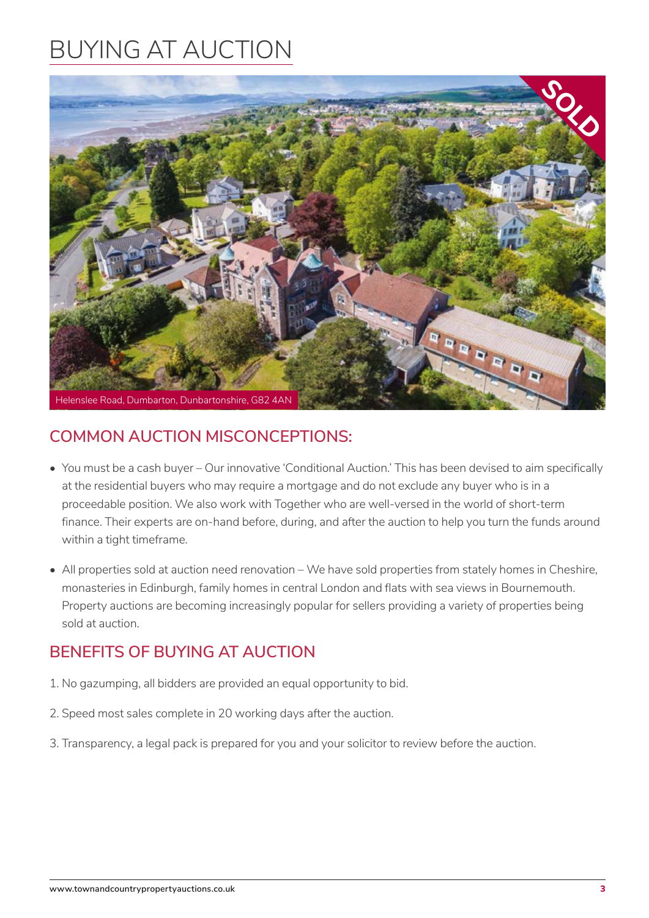# BUYING AT AUCTION

Helenslee Road, Dumbarton, Dunbartonshire, G82 4AN

## COMMON AUCTION MISCONCEPTIONS:

- You must be a cash buyer – Our innovative 'Conditional Auction.' This has been devised to aim specifically at the residential buyers who may require a mortgage and do not exclude any buyer who is in a proceedable position. We also work with Together who are well-versed in the world of short-term finance. Their experts are on-hand before, during, and after the auction to help you turn the funds around within a tight timeframe.
- All properties sold at auction need renovation – We have sold properties from stately homes in Cheshire, monasteries in Edinburgh, family homes in central London and flats with sea views in Bournemouth. Property auctions are becoming increasingly popular for sellers providing a variety of properties being sold at auction.

## BENEFITS OF BUYING AT AUCTION

1. No gazumping, all bidders are provided an equal opportunity to bid.
2. Speed most sales complete in 20 working days after the auction.
3. Transparency, a legal pack is prepared for you and your solicitor to review before the auction.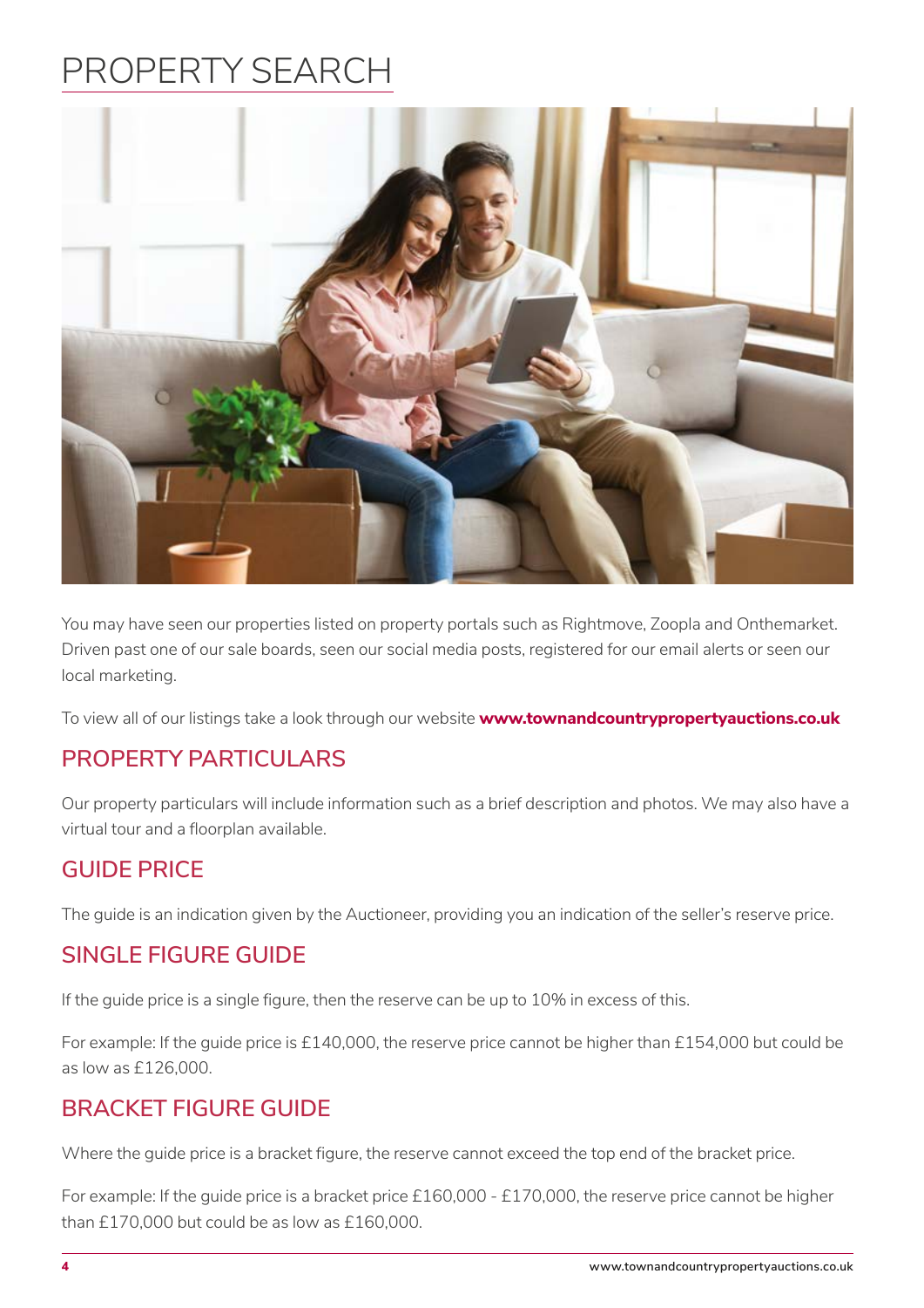# PROPERTY SEARCH

You may have seen our properties listed on property portals such as Rightmove, Zoopla and Onthemarket. Driven past one of our sale boards, seen our social media posts, registered for our email alerts or seen our local marketing.

To view all of our listings take a look through our website **www.townandcountrypropertyauctions.co.uk**

## PROPERTY PARTICULARS

Our property particulars will include information such as a brief description and photos. We may also have a virtual tour and a floorplan available.

## GUIDE PRICE

The guide is an indication given by the Auctioneer, providing you an indication of the seller's reserve price.

## SINGLE FIGURE GUIDE

If the guide price is a single figure, then the reserve can be up to 10% in excess of this.

For example: If the guide price is £140,000, the reserve price cannot be higher than £154,000 but could be as low as £126,000.

## BRACKET FIGURE GUIDE

Where the guide price is a bracket figure, the reserve cannot exceed the top end of the bracket price.

For example: If the guide price is a bracket price £160,000 - £170,000, the reserve price cannot be higher than £170,000 but could be as low as £160,000.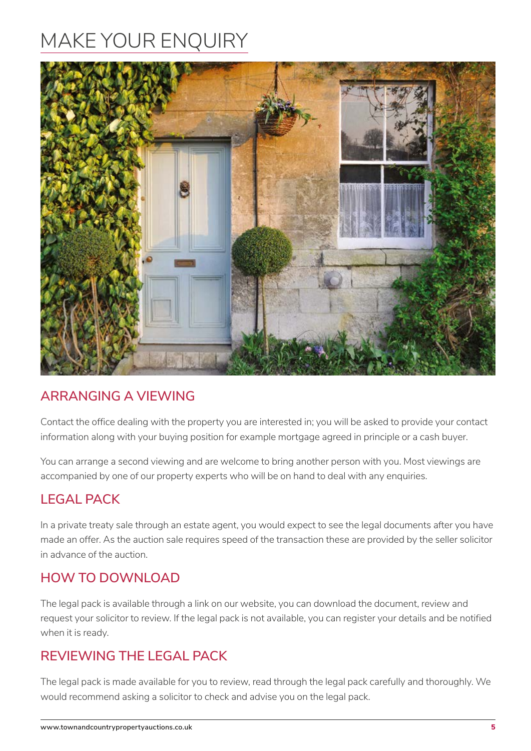# MAKE YOUR ENQUIRY

## ARRANGING A VIEWING

Contact the office dealing with the property you are interested in; you will be asked to provide your contact information along with your buying position for example mortgage agreed in principle or a cash buyer.

You can arrange a second viewing and are welcome to bring another person with you. Most viewings are accompanied by one of our property experts who will be on hand to deal with any enquiries.

## LEGAL PACK

In a private treaty sale through an estate agent, you would expect to see the legal documents after you have made an offer. As the auction sale requires speed of the transaction these are provided by the seller solicitor in advance of the auction.

## HOW TO DOWNLOAD

The legal pack is available through a link on our website, you can download the document, review and request your solicitor to review. If the legal pack is not available, you can register your details and be notified when it is ready.

## REVIEWING THE LEGAL PACK

The legal pack is made available for you to review, read through the legal pack carefully and thoroughly. We would recommend asking a solicitor to check and advise you on the legal pack.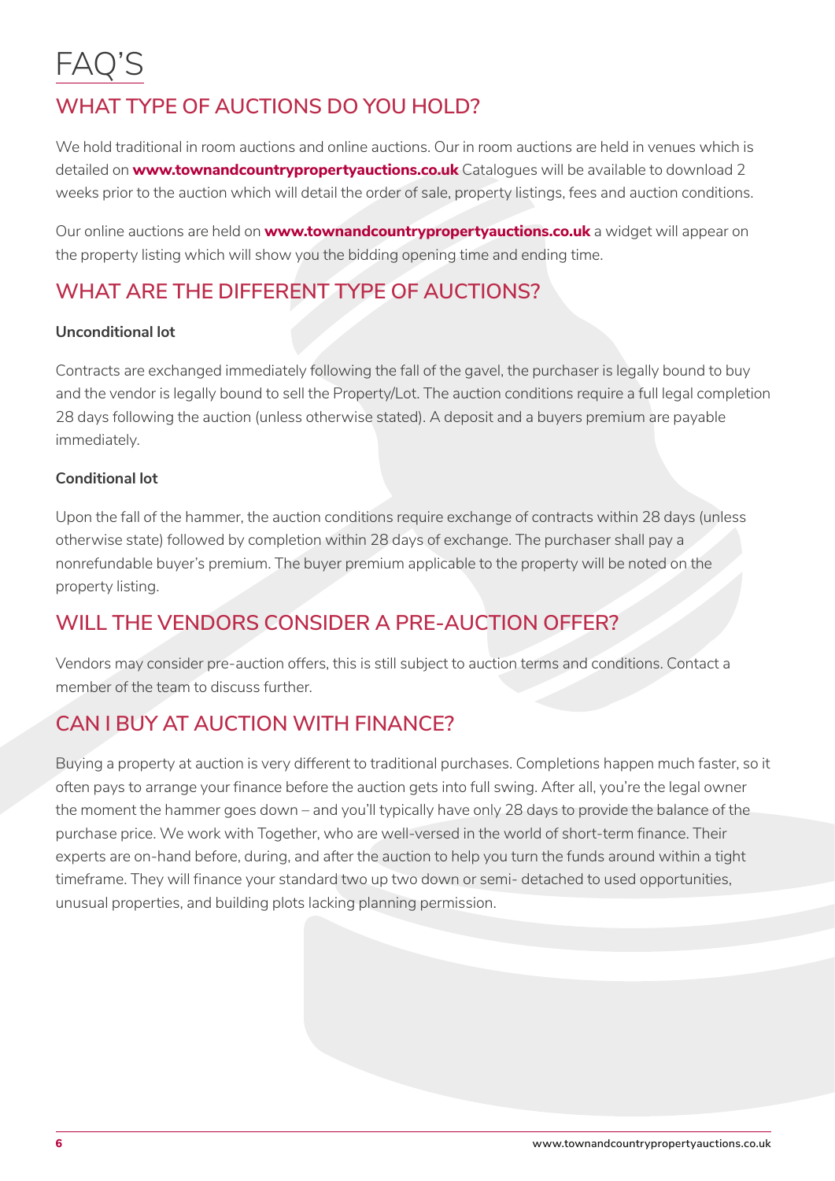# FAQ'S

## WHAT TYPE OF AUCTIONS DO YOU HOLD?

We hold traditional in room auctions and online auctions. Our in room auctions are held in venues which is detailed on **www.townandcountrypropertyauctions.co.uk** Catalogues will be available to download 2 weeks prior to the auction which will detail the order of sale, property listings, fees and auction conditions.

Our online auctions are held on **www.townandcountrypropertyauctions.co.uk** a widget will appear on the property listing which will show you the bidding opening time and ending time.

## WHAT ARE THE DIFFERENT TYPE OF AUCTIONS?

**Unconditional lot**

Contracts are exchanged immediately following the fall of the gavel, the purchaser is legally bound to buy and the vendor is legally bound to sell the Property/Lot. The auction conditions require a full legal completion 28 days following the auction (unless otherwise stated). A deposit and a buyers premium are payable immediately.

**Conditional lot**

Upon the fall of the hammer, the auction conditions require exchange of contracts within 28 days (unless otherwise state) followed by completion within 28 days of exchange. The purchaser shall pay a nonrefundable buyer's premium. The buyer premium applicable to the property will be noted on the property listing.

## WILL THE VENDORS CONSIDER A PRE-AUCTION OFFER?

Vendors may consider pre-auction offers, this is still subject to auction terms and conditions. Contact a member of the team to discuss further.

## CAN I BUY AT AUCTION WITH FINANCE?

Buying a property at auction is very different to traditional purchases. Completions happen much faster, so it often pays to arrange your finance before the auction gets into full swing. After all, you're the legal owner the moment the hammer goes down – and you'll typically have only 28 days to provide the balance of the purchase price. We work with Together, who are well-versed in the world of short-term finance. Their experts are on-hand before, during, and after the auction to help you turn the funds around within a tight timeframe. They will finance your standard two up two down or semi- detached to used opportunities, unusual properties, and building plots lacking planning permission.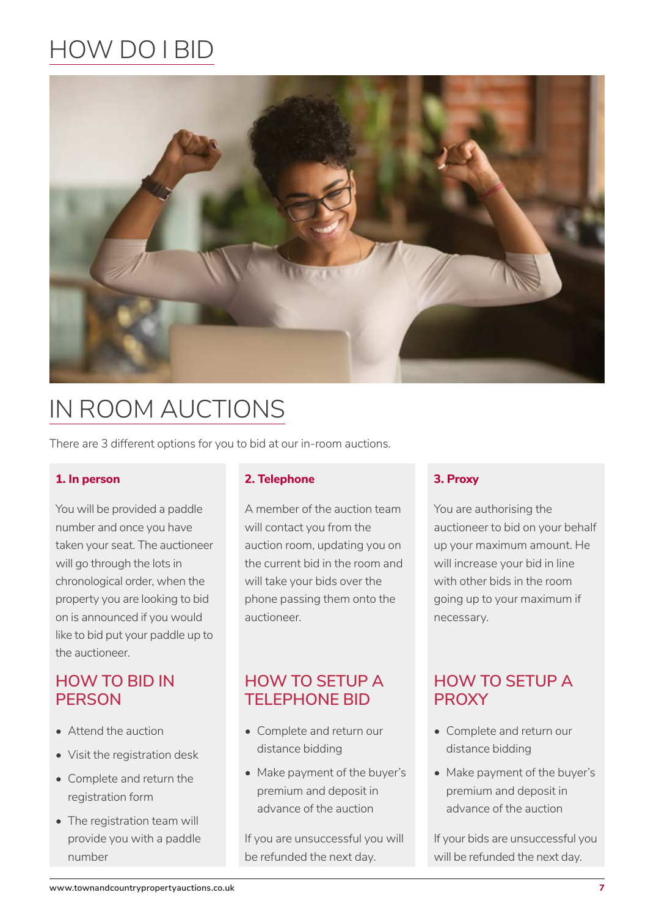# HOW DO I BID

## IN ROOM AUCTIONS

There are 3 different options for you to bid at our in-room auctions.

**1. In person**

You will be provided a paddle number and once you have taken your seat. The auctioneer will go through the lots in chronological order, when the property you are looking to bid on is announced if you would like to bid put your paddle up to the auctioneer.

### HOW TO BID IN PERSON

- Attend the auction
- Visit the registration desk
- Complete and return the registration form
- The registration team will provide you with a paddle number

**2. Telephone**

A member of the auction team will contact you from the auction room, updating you on the current bid in the room and will take your bids over the phone passing them onto the auctioneer.

### HOW TO SETUP A TELEPHONE BID

- Complete and return our distance bidding
- Make payment of the buyer's premium and deposit in advance of the auction

If you are unsuccessful you will be refunded the next day.

**3. Proxy**

You are authorising the auctioneer to bid on your behalf up your maximum amount. He will increase your bid in line with other bids in the room going up to your maximum if necessary.

### HOW TO SETUP A PROXY

- Complete and return our distance bidding
- Make payment of the buyer's premium and deposit in advance of the auction

If your bids are unsuccessful you will be refunded the next day.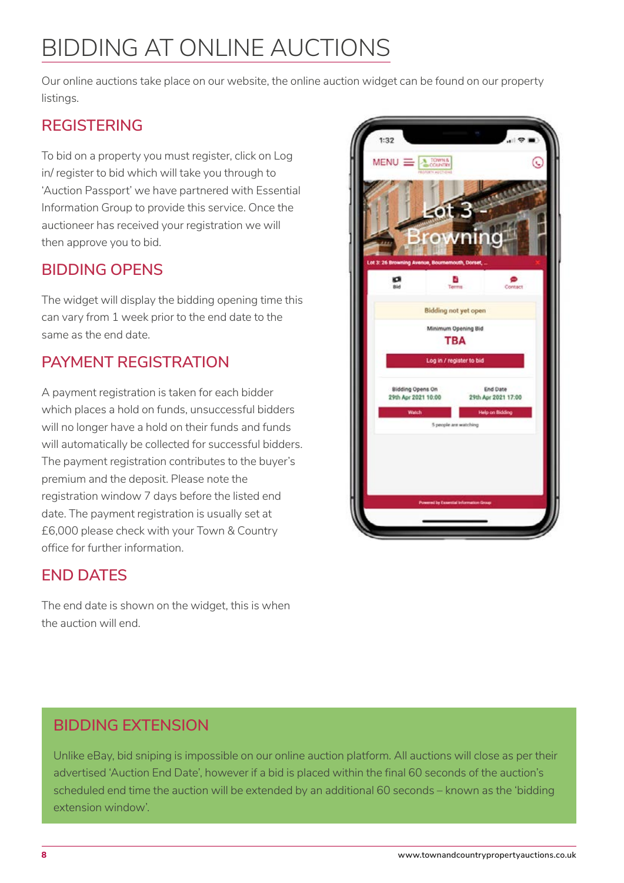# BIDDING AT ONLINE AUCTIONS

Our online auctions take place on our website, the online auction widget can be found on our property listings.

## REGISTERING

To bid on a property you must register, click on Log in/ register to bid which will take you through to 'Auction Passport' we have partnered with Essential Information Group to provide this service. Once the auctioneer has received your registration we will then approve you to bid.

## BIDDING OPENS

The widget will display the bidding opening time this can vary from 1 week prior to the end date to the same as the end date.

## PAYMENT REGISTRATION

A payment registration is taken for each bidder which places a hold on funds, unsuccessful bidders will no longer have a hold on their funds and funds will automatically be collected for successful bidders. The payment registration contributes to the buyer's premium and the deposit. Please note the registration window 7 days before the listed end date. The payment registration is usually set at £6,000 please check with your Town & Country office for further information.

## END DATES

The end date is shown on the widget, this is when the auction will end.

## BIDDING EXTENSION

Unlike eBay, bid sniping is impossible on our online auction platform. All auctions will close as per their advertised 'Auction End Date', however if a bid is placed within the final 60 seconds of the auction's scheduled end time the auction will be extended by an additional 60 seconds – known as the 'bidding extension window'.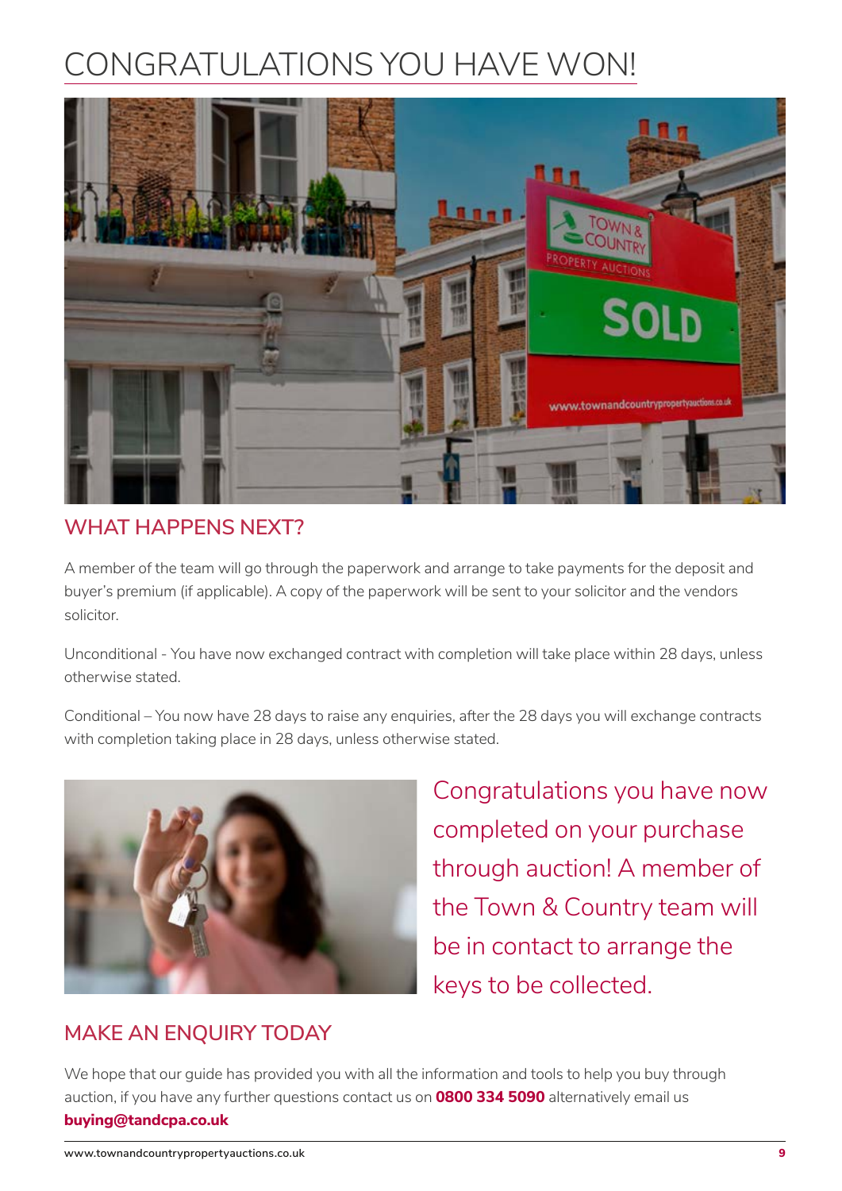# CONGRATULATIONS YOU HAVE WON!

## WHAT HAPPENS NEXT?

A member of the team will go through the paperwork and arrange to take payments for the deposit and buyer's premium (if applicable). A copy of the paperwork will be sent to your solicitor and the vendors solicitor.

Unconditional - You have now exchanged contract with completion will take place within 28 days, unless otherwise stated.

Conditional – You now have 28 days to raise any enquiries, after the 28 days you will exchange contracts with completion taking place in 28 days, unless otherwise stated.

Congratulations you have now completed on your purchase through auction! A member of the Town & Country team will be in contact to arrange the keys to be collected.

## MAKE AN ENQUIRY TODAY

We hope that our guide has provided you with all the information and tools to help you buy through auction, if you have any further questions contact us on **0800 334 5090** alternatively email us **buying@tandcpa.co.uk**